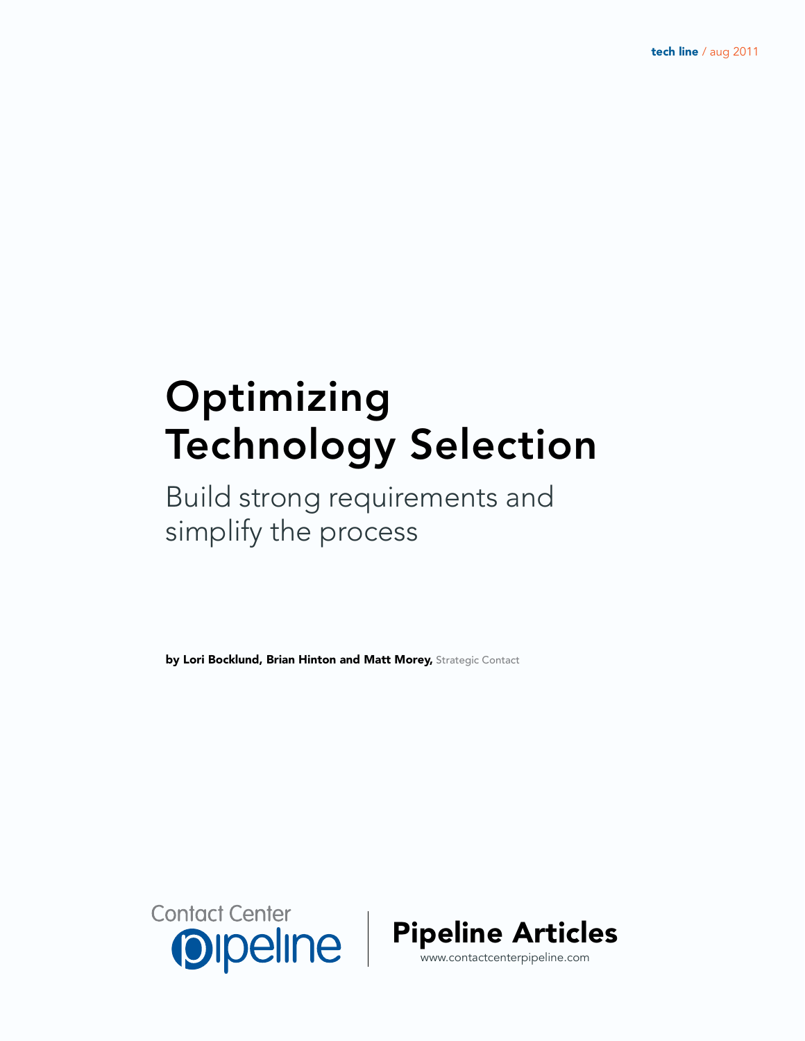tech line / aug 2011

# Optimizing Technology Selection

## Build strong requirements and simplify the process

**by Lori Bocklund, Brian Hinton and Matt Morey,** Strategic Contact

Contact Center pipeline | **Pipeline Articles**

www.contactcenterpipeline.com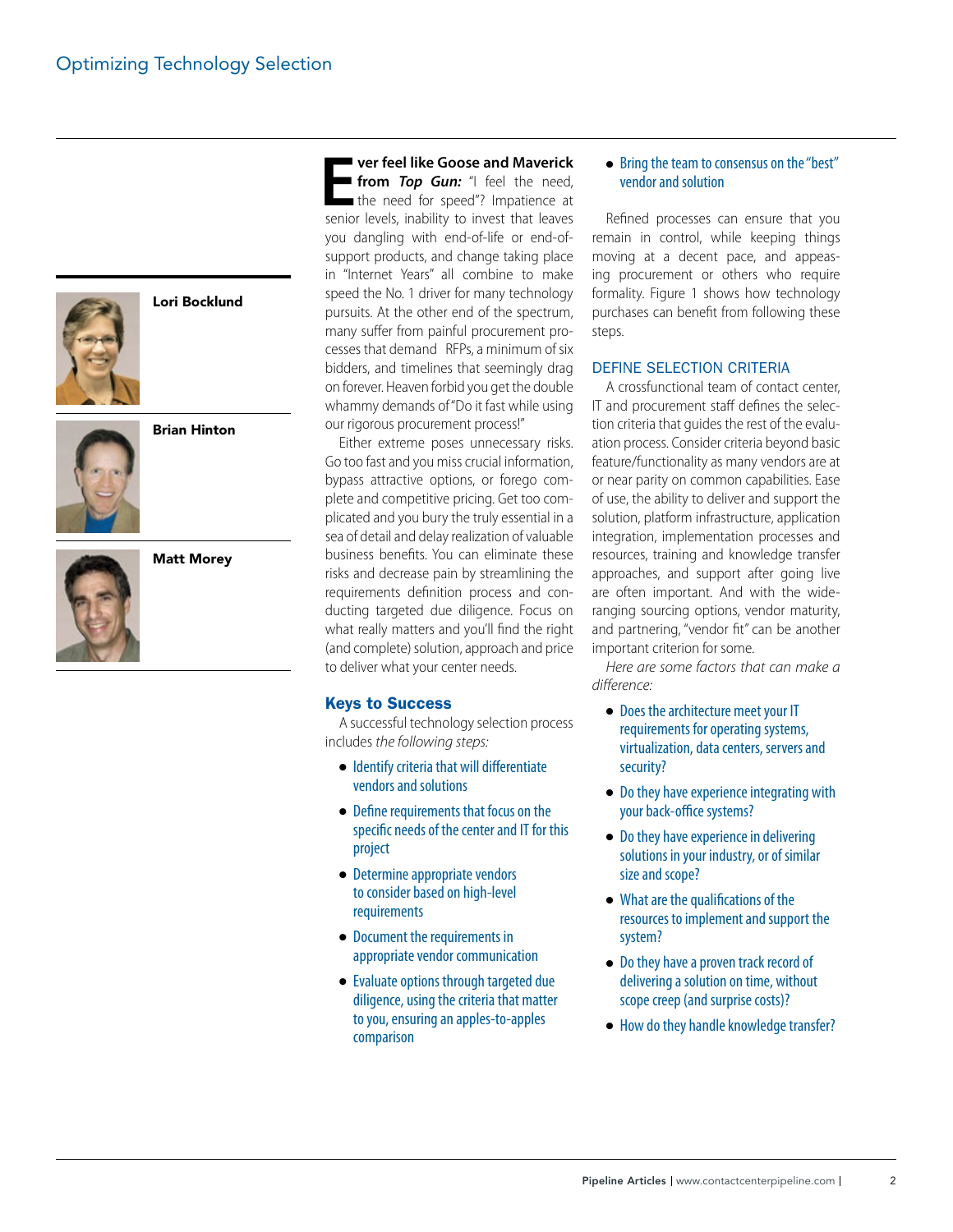Lori Bocklund

Brian Hinton

Matt Morey

**Ever feel like Goose and Maverick from *Top Gun:*** "I feel the need, the need for speed"? Impatience at senior levels, inability to invest that leaves you dangling with end-of-life or end-of-support products, and change taking place in "Internet Years" all combine to make speed the No. 1 driver for many technology pursuits. At the other end of the spectrum, many suffer from painful procurement processes that demand RFPs, a minimum of six bidders, and timelines that seemingly drag on forever. Heaven forbid you get the double whammy demands of "Do it fast while using our rigorous procurement process!"

Either extreme poses unnecessary risks. Go too fast and you miss crucial information, bypass attractive options, or forego complete and competitive pricing. Get too complicated and you bury the truly essential in a sea of detail and delay realization of valuable business benefits. You can eliminate these risks and decrease pain by streamlining the requirements definition process and conducting targeted due diligence. Focus on what really matters and you'll find the right (and complete) solution, approach and price to deliver what your center needs.

## Keys to Success

A successful technology selection process includes *the following steps:*

- Identify criteria that will differentiate vendors and solutions
- Define requirements that focus on the specific needs of the center and IT for this project
- Determine appropriate vendors to consider based on high-level requirements
- Document the requirements in appropriate vendor communication
- Evaluate options through targeted due diligence, using the criteria that matter to you, ensuring an apples-to-apples comparison
- Bring the team to consensus on the "best" vendor and solution

Refined processes can ensure that you remain in control, while keeping things moving at a decent pace, and appeasing procurement or others who require formality. Figure 1 shows how technology purchases can benefit from following these steps.

### DEFINE SELECTION CRITERIA

A crossfunctional team of contact center, IT and procurement staff defines the selection criteria that guides the rest of the evaluation process. Consider criteria beyond basic feature/functionality as many vendors are at or near parity on common capabilities. Ease of use, the ability to deliver and support the solution, platform infrastructure, application integration, implementation processes and resources, training and knowledge transfer approaches, and support after going live are often important. And with the wide-ranging sourcing options, vendor maturity, and partnering, "vendor fit" can be another important criterion for some.

*Here are some factors that can make a difference:*

- Does the architecture meet your IT requirements for operating systems, virtualization, data centers, servers and security?
- Do they have experience integrating with your back-office systems?
- Do they have experience in delivering solutions in your industry, or of similar size and scope?
- What are the qualifications of the resources to implement and support the system?
- Do they have a proven track record of delivering a solution on time, without scope creep (and surprise costs)?
- How do they handle knowledge transfer?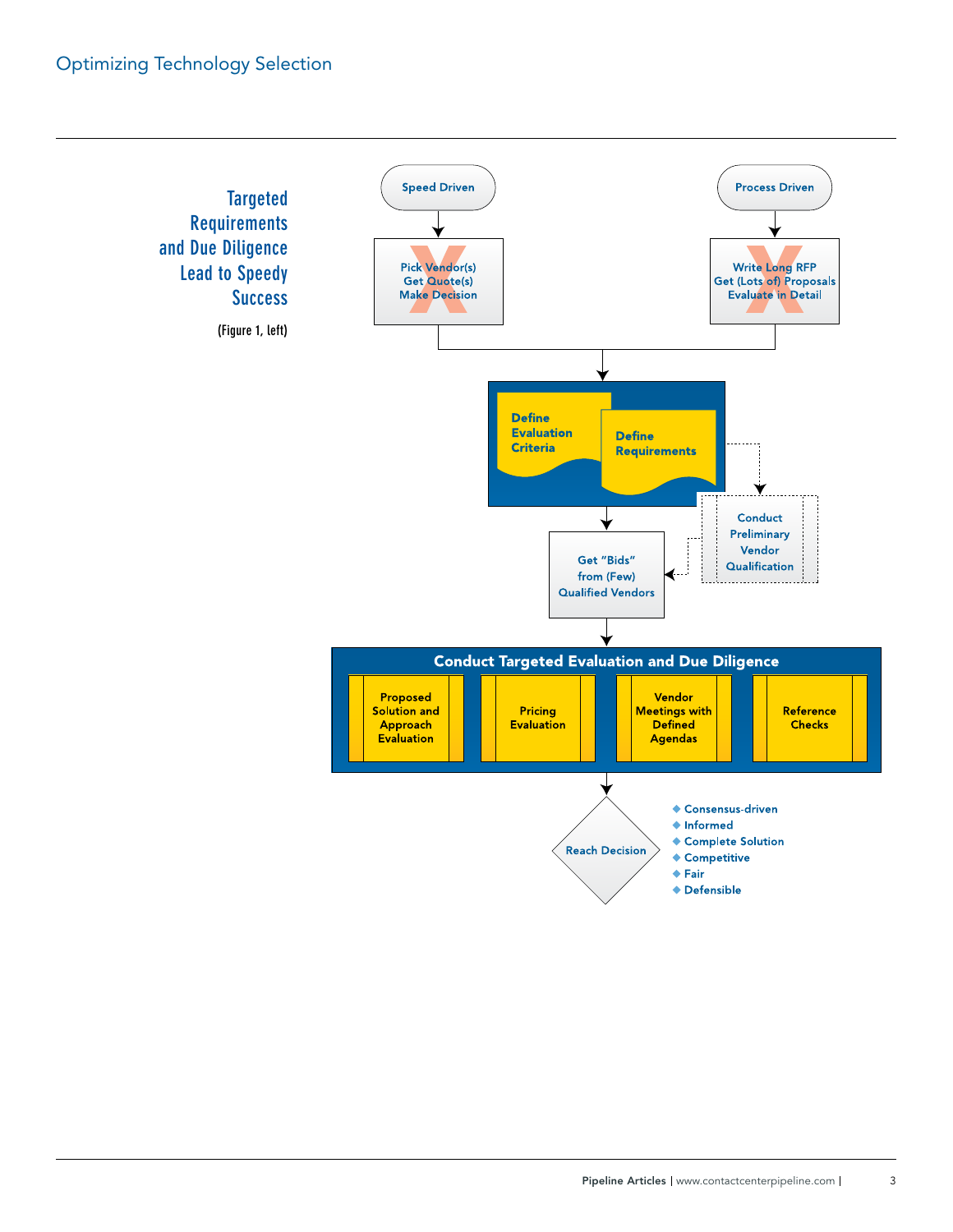## Targeted Requirements and Due Diligence Lead to Speedy Success

(Figure 1, left)

Speed Driven

Pick Vendor(s)
Get Quote(s)
Make Decision

Process Driven

Write Long RFP
Get (Lots of) Proposals
Evaluate in Detail

Define Evaluation Criteria

Define Requirements

Conduct Preliminary Vendor Qualification

Get "Bids" from (Few) Qualified Vendors

**Conduct Targeted Evaluation and Due Diligence**

- Proposed Solution and Approach Evaluation
- Pricing Evaluation
- Vendor Meetings with Defined Agendas
- Reference Checks

Reach Decision

- Consensus-driven
- Informed
- Complete Solution
- Competitive
- Fair
- Defensible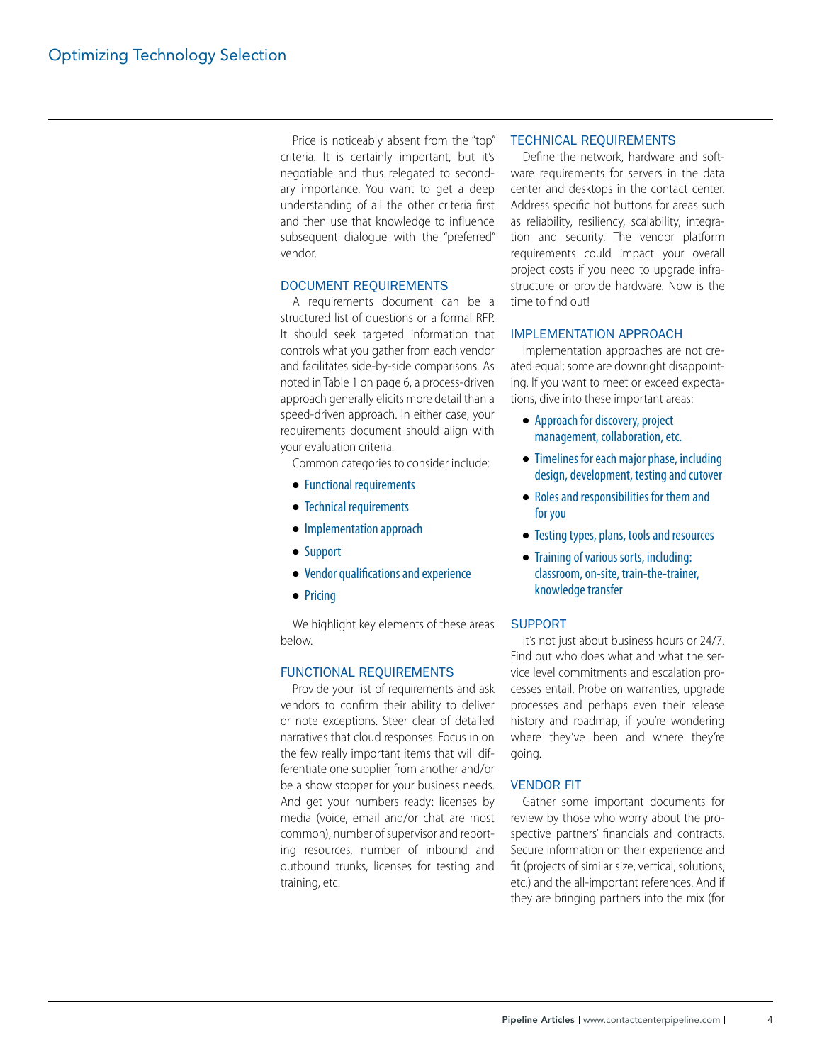Price is noticeably absent from the "top" criteria. It is certainly important, but it's negotiable and thus relegated to secondary importance. You want to get a deep understanding of all the other criteria first and then use that knowledge to influence subsequent dialogue with the "preferred" vendor.

## DOCUMENT REQUIREMENTS

A requirements document can be a structured list of questions or a formal RFP. It should seek targeted information that controls what you gather from each vendor and facilitates side-by-side comparisons. As noted in Table 1 on page 6, a process-driven approach generally elicits more detail than a speed-driven approach. In either case, your requirements document should align with your evaluation criteria.

Common categories to consider include:

- Functional requirements
- Technical requirements
- Implementation approach
- Support
- Vendor qualifications and experience
- Pricing

We highlight key elements of these areas below.

## FUNCTIONAL REQUIREMENTS

Provide your list of requirements and ask vendors to confirm their ability to deliver or note exceptions. Steer clear of detailed narratives that cloud responses. Focus in on the few really important items that will differentiate one supplier from another and/or be a show stopper for your business needs. And get your numbers ready: licenses by media (voice, email and/or chat are most common), number of supervisor and reporting resources, number of inbound and outbound trunks, licenses for testing and training, etc.

## TECHNICAL REQUIREMENTS

Define the network, hardware and software requirements for servers in the data center and desktops in the contact center. Address specific hot buttons for areas such as reliability, resiliency, scalability, integration and security. The vendor platform requirements could impact your overall project costs if you need to upgrade infrastructure or provide hardware. Now is the time to find out!

## IMPLEMENTATION APPROACH

Implementation approaches are not created equal; some are downright disappointing. If you want to meet or exceed expectations, dive into these important areas:

- Approach for discovery, project management, collaboration, etc.
- Timelines for each major phase, including design, development, testing and cutover
- Roles and responsibilities for them and for you
- Testing types, plans, tools and resources
- Training of various sorts, including: classroom, on-site, train-the-trainer, knowledge transfer

## SUPPORT

It's not just about business hours or 24/7. Find out who does what and what the service level commitments and escalation processes entail. Probe on warranties, upgrade processes and perhaps even their release history and roadmap, if you're wondering where they've been and where they're going.

## VENDOR FIT

Gather some important documents for review by those who worry about the prospective partners' financials and contracts. Secure information on their experience and fit (projects of similar size, vertical, solutions, etc.) and the all-important references. And if they are bringing partners into the mix (for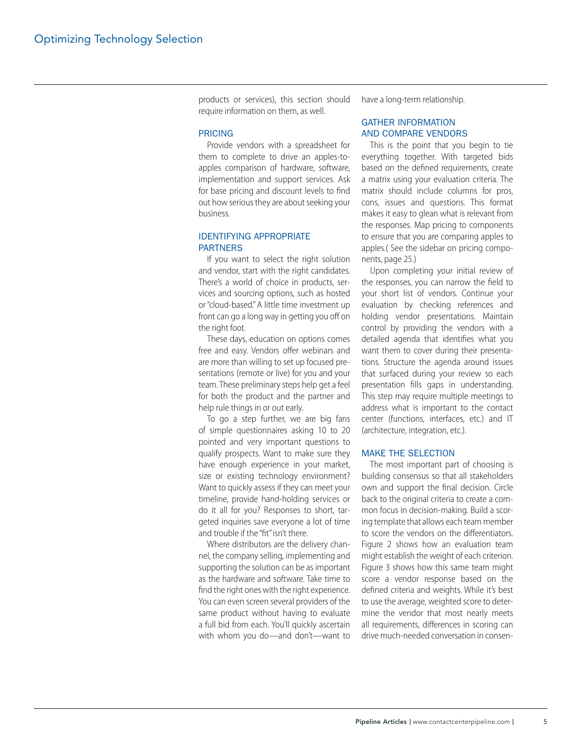products or services), this section should require information on them, as well.

### PRICING

Provide vendors with a spreadsheet for them to complete to drive an apples-to-apples comparison of hardware, software, implementation and support services. Ask for base pricing and discount levels to find out how serious they are about seeking your business.

### IDENTIFYING APPROPRIATE PARTNERS

If you want to select the right solution and vendor, start with the right candidates. There's a world of choice in products, services and sourcing options, such as hosted or "cloud-based." A little time investment up front can go a long way in getting you off on the right foot.

These days, education on options comes free and easy. Vendors offer webinars and are more than willing to set up focused presentations (remote or live) for you and your team. These preliminary steps help get a feel for both the product and the partner and help rule things in or out early.

To go a step further, we are big fans of simple questionnaires asking 10 to 20 pointed and very important questions to qualify prospects. Want to make sure they have enough experience in your market, size or existing technology environment? Want to quickly assess if they can meet your timeline, provide hand-holding services or do it all for you? Responses to short, targeted inquiries save everyone a lot of time and trouble if the "fit" isn't there.

Where distributors are the delivery channel, the company selling, implementing and supporting the solution can be as important as the hardware and software. Take time to find the right ones with the right experience. You can even screen several providers of the same product without having to evaluate a full bid from each. You'll quickly ascertain with whom you do—and don't—want to have a long-term relationship.

### GATHER INFORMATION AND COMPARE VENDORS

This is the point that you begin to tie everything together. With targeted bids based on the defined requirements, create a matrix using your evaluation criteria. The matrix should include columns for pros, cons, issues and questions. This format makes it easy to glean what is relevant from the responses. Map pricing to components to ensure that you are comparing apples to apples.( See the sidebar on pricing components, page 25.)

Upon completing your initial review of the responses, you can narrow the field to your short list of vendors. Continue your evaluation by checking references and holding vendor presentations. Maintain control by providing the vendors with a detailed agenda that identifies what you want them to cover during their presentations. Structure the agenda around issues that surfaced during your review so each presentation fills gaps in understanding. This step may require multiple meetings to address what is important to the contact center (functions, interfaces, etc.) and IT (architecture, integration, etc.).

### MAKE THE SELECTION

The most important part of choosing is building consensus so that all stakeholders own and support the final decision. Circle back to the original criteria to create a common focus in decision-making. Build a scoring template that allows each team member to score the vendors on the differentiators. Figure 2 shows how an evaluation team might establish the weight of each criterion. Figure 3 shows how this same team might score a vendor response based on the defined criteria and weights. While it's best to use the average, weighted score to determine the vendor that most nearly meets all requirements, differences in scoring can drive much-needed conversation in consen-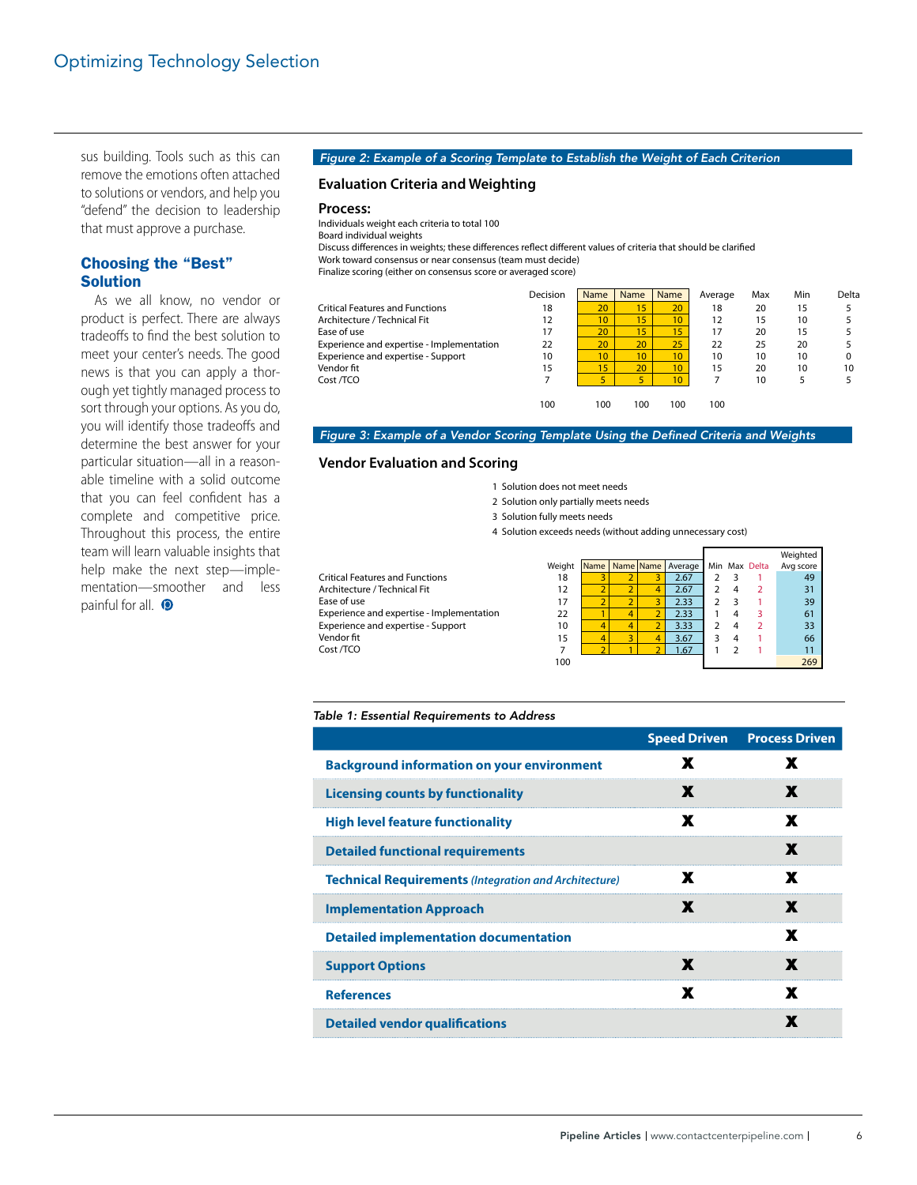sus building. Tools such as this can remove the emotions often attached to solutions or vendors, and help you "defend" the decision to leadership that must approve a purchase.

## Choosing the "Best" Solution

As we all know, no vendor or product is perfect. There are always tradeoffs to find the best solution to meet your center's needs. The good news is that you can apply a thorough yet tightly managed process to sort through your options. As you do, you will identify those tradeoffs and determine the best answer for your particular situation—all in a reasonable timeline with a solid outcome that you can feel confident has a complete and competitive price. Throughout this process, the entire team will learn valuable insights that help make the next step—implementation—smoother and less painful for all.

*Figure 2: Example of a Scoring Template to Establish the Weight of Each Criterion*

### Evaluation Criteria and Weighting

**Process:**

Individuals weight each criteria to total 100
Board individual weights
Discuss differences in weights; these differences reflect different values of criteria that should be clarified
Work toward consensus or near consensus (team must decide)
Finalize scoring (either on consensus score or averaged score)

| | Decision | Name | Name | Name | Average | Max | Min | Delta |
|---|---|---|---|---|---|---|---|---|
| Critical Features and Functions | 18 | 20 | 15 | 20 | 18 | 20 | 15 | 5 |
| Architecture / Technical Fit | 12 | 10 | 15 | 10 | 12 | 15 | 10 | 5 |
| Ease of use | 17 | 20 | 15 | 15 | 17 | 20 | 15 | 5 |
| Experience and expertise - Implementation | 22 | 20 | 20 | 25 | 22 | 25 | 20 | 5 |
| Experience and expertise - Support | 10 | 10 | 10 | 10 | 10 | 10 | 10 | 0 |
| Vendor fit | 15 | 15 | 20 | 10 | 15 | 20 | 10 | 10 |
| Cost /TCO | 7 | 5 | 5 | 10 | 7 | 10 | 5 | 5 |
| | 100 | 100 | 100 | 100 | 100 | | | |

*Figure 3: Example of a Vendor Scoring Template Using the Defined Criteria and Weights*

### Vendor Evaluation and Scoring

1 Solution does not meet needs
2 Solution only partially meets needs
3 Solution fully meets needs
4 Solution exceeds needs (without adding unnecessary cost)

| | Weight | Name | Name | Name | Average | Min | Max | Delta | Weighted Avg score |
|---|---|---|---|---|---|---|---|---|---|
| Critical Features and Functions | 18 | 3 | 2 | 3 | 2.67 | 2 | 3 | 1 | 49 |
| Architecture / Technical Fit | 12 | 2 | 2 | 4 | 2.67 | 2 | 4 | 2 | 31 |
| Ease of use | 17 | 2 | 2 | 3 | 2.33 | 2 | 3 | 1 | 39 |
| Experience and expertise - Implementation | 22 | 1 | 4 | 2 | 2.33 | 1 | 4 | 3 | 61 |
| Experience and expertise - Support | 10 | 4 | 4 | 2 | 3.33 | 2 | 4 | 2 | 33 |
| Vendor fit | 15 | 4 | 3 | 4 | 3.67 | 3 | 4 | 1 | 66 |
| Cost /TCO | 7 | 2 | 1 | 2 | 1.67 | 1 | 2 | 1 | 11 |
| | 100 | | | | | | | | 269 |

*Table 1: Essential Requirements to Address*

| | Speed Driven | Process Driven |
|---|---|---|
| **Background information on your environment** | X | X |
| **Licensing counts by functionality** | X | X |
| **High level feature functionality** | X | X |
| **Detailed functional requirements** | | X |
| **Technical Requirements** *(Integration and Architecture)* | X | X |
| **Implementation Approach** | X | X |
| **Detailed implementation documentation** | | X |
| **Support Options** | X | X |
| **References** | X | X |
| **Detailed vendor qualifications** | | X |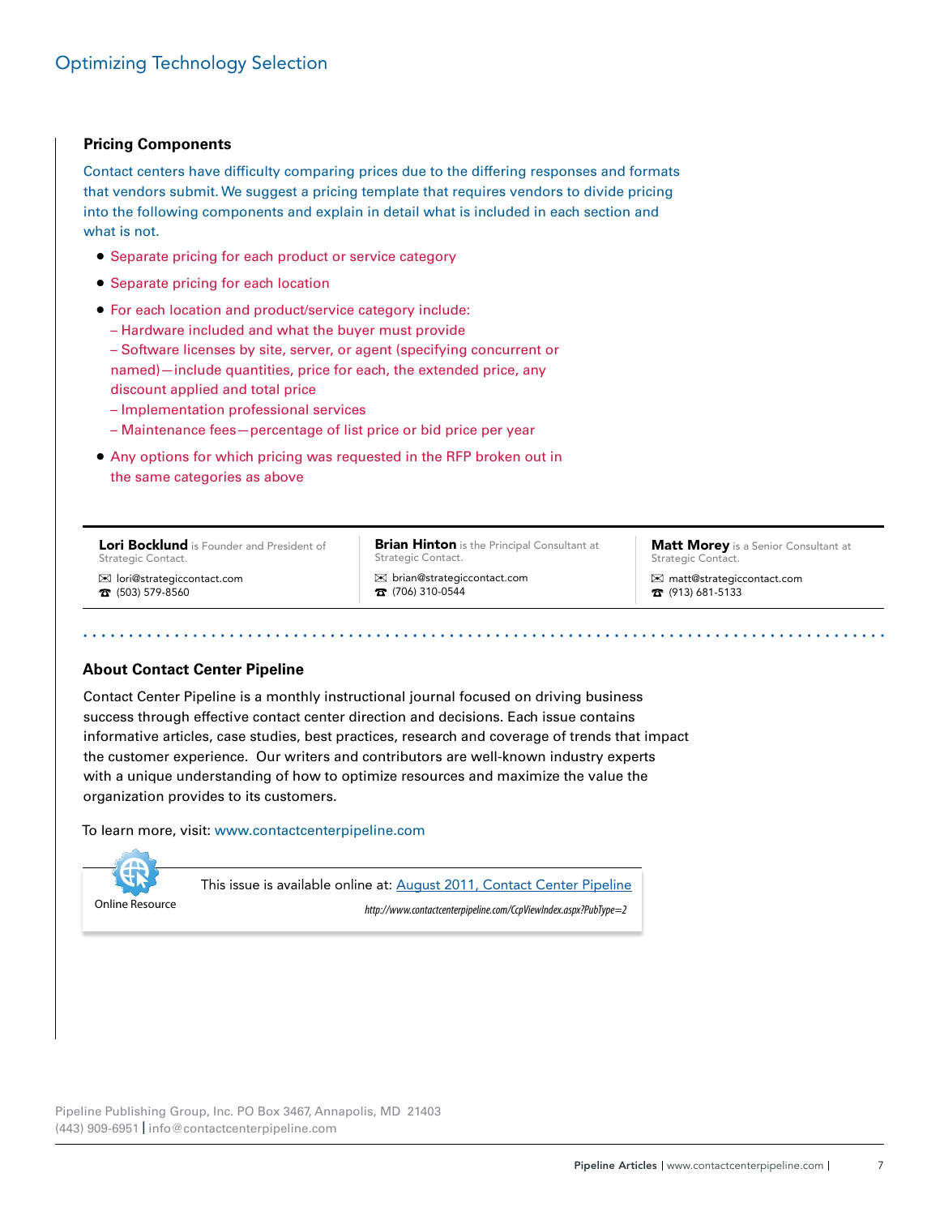### Pricing Components

Contact centers have difficulty comparing prices due to the differing responses and formats that vendors submit. We suggest a pricing template that requires vendors to divide pricing into the following components and explain in detail what is included in each section and what is not.

- Separate pricing for each product or service category
- Separate pricing for each location
- For each location and product/service category include:
  – Hardware included and what the buyer must provide
  – Software licenses by site, server, or agent (specifying concurrent or named)—include quantities, price for each, the extended price, any discount applied and total price
  – Implementation professional services
  – Maintenance fees—percentage of list price or bid price per year
- Any options for which pricing was requested in the RFP broken out in the same categories as above

**Lori Bocklund** is Founder and President of Strategic Contact.
✉ lori@strategiccontact.com
☎ (503) 579-8560

**Brian Hinton** is the Principal Consultant at Strategic Contact.
✉ brian@strategiccontact.com
☎ (706) 310-0544

**Matt Morey** is a Senior Consultant at Strategic Contact.
✉ matt@strategiccontact.com
☎ (913) 681-5133

### About Contact Center Pipeline

Contact Center Pipeline is a monthly instructional journal focused on driving business success through effective contact center direction and decisions. Each issue contains informative articles, case studies, best practices, research and coverage of trends that impact the customer experience. Our writers and contributors are well-known industry experts with a unique understanding of how to optimize resources and maximize the value the organization provides to its customers.

To learn more, visit: www.contactcenterpipeline.com

Online Resource

This issue is available online at: August 2011, Contact Center Pipeline

*http://www.contactcenterpipeline.com/CcpViewIndex.aspx?PubType=2*

Pipeline Publishing Group, Inc. PO Box 3467, Annapolis, MD 21403
(443) 909-6951 | info@contactcenterpipeline.com